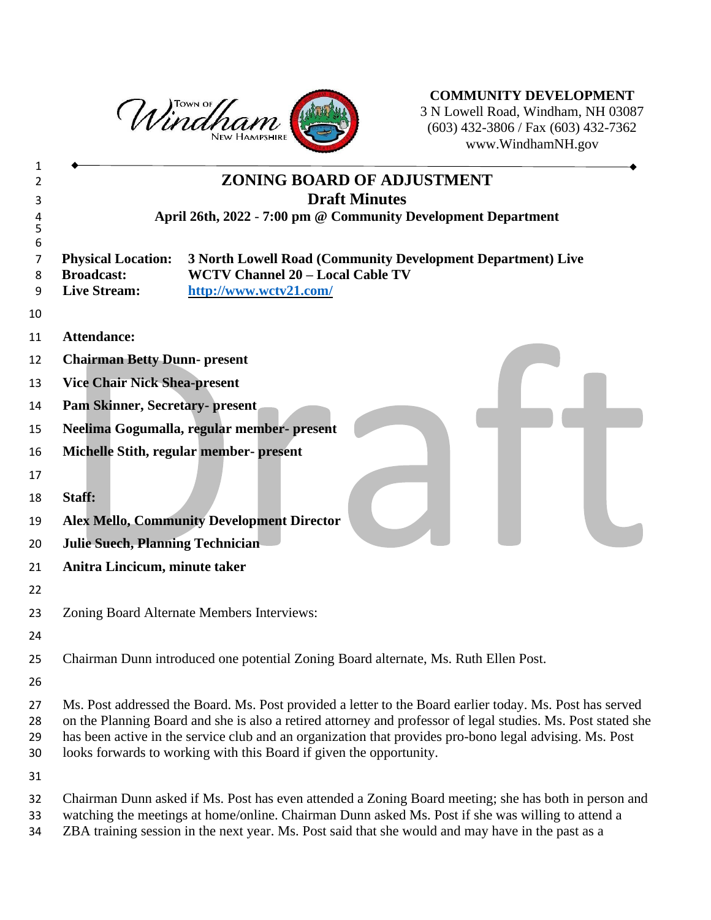**COMMUNITY DEVELOPMENT**
3 N Lowell Road, Windham, NH 03087
(603) 432-3806 / Fax (603) 432-7362
www.WindhamNH.gov

# ZONING BOARD OF ADJUSTMENT

## Draft Minutes

**April 26th, 2022 - 7:00 pm @ Community Development Department**

**Physical Location:** **3 North Lowell Road (Community Development Department) Live**
**Broadcast:** **WCTV Channel 20 – Local Cable TV**
**Live Stream:** **http://www.wctv21.com/**

**Attendance:**

**Chairman Betty Dunn- present**

**Vice Chair Nick Shea-present**

**Pam Skinner, Secretary- present**

**Neelima Gogumalla, regular member- present**

**Michelle Stith, regular member- present**

**Staff:**

**Alex Mello, Community Development Director**

**Julie Suech, Planning Technician**

**Anitra Lincicum, minute taker**

Zoning Board Alternate Members Interviews:

Chairman Dunn introduced one potential Zoning Board alternate, Ms. Ruth Ellen Post.

Ms. Post addressed the Board. Ms. Post provided a letter to the Board earlier today. Ms. Post has served on the Planning Board and she is also a retired attorney and professor of legal studies. Ms. Post stated she has been active in the service club and an organization that provides pro-bono legal advising. Ms. Post looks forwards to working with this Board if given the opportunity.

Chairman Dunn asked if Ms. Post has even attended a Zoning Board meeting; she has both in person and watching the meetings at home/online. Chairman Dunn asked Ms. Post if she was willing to attend a ZBA training session in the next year. Ms. Post said that she would and may have in the past as a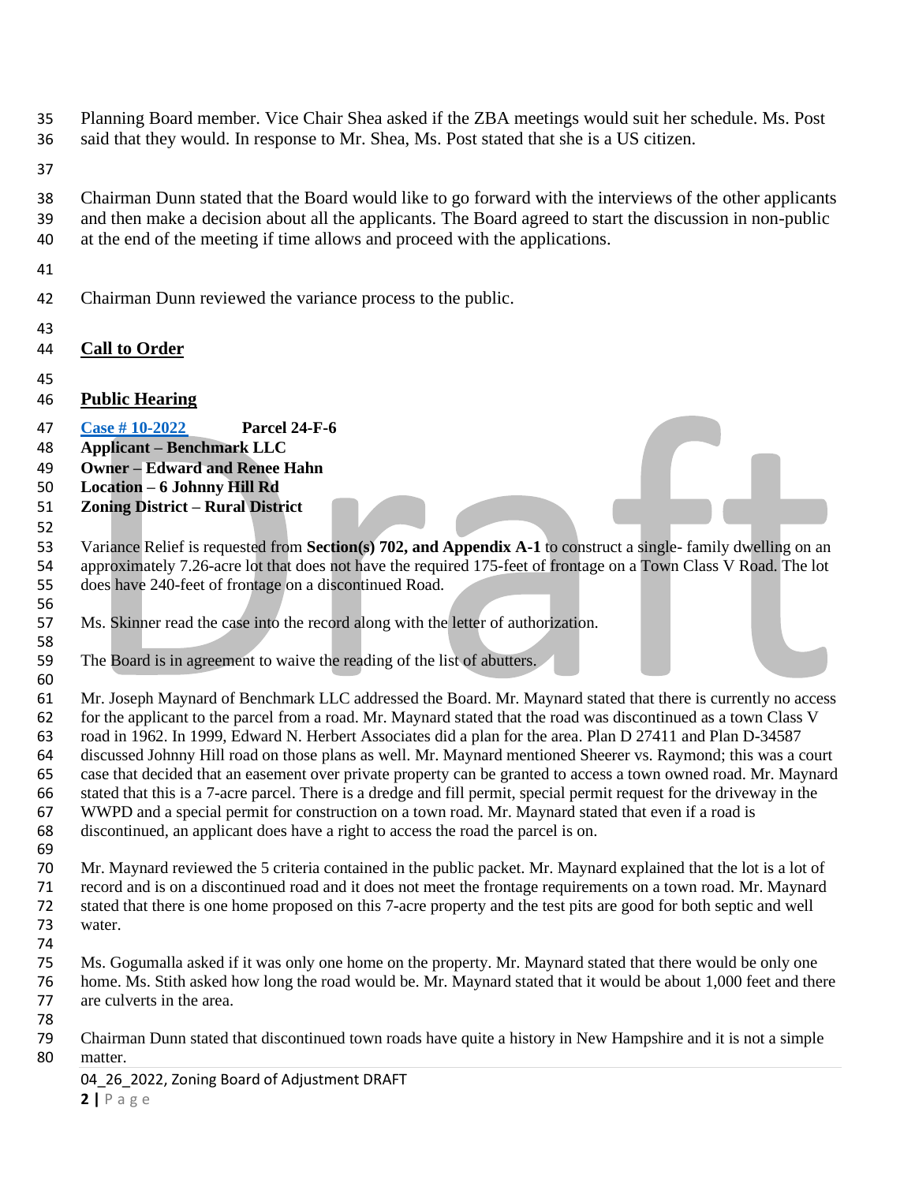Planning Board member. Vice Chair Shea asked if the ZBA meetings would suit her schedule. Ms. Post said that they would. In response to Mr. Shea, Ms. Post stated that she is a US citizen.

Chairman Dunn stated that the Board would like to go forward with the interviews of the other applicants and then make a decision about all the applicants. The Board agreed to start the discussion in non-public at the end of the meeting if time allows and proceed with the applications.

Chairman Dunn reviewed the variance process to the public.

## Call to Order

## Public Hearing

**Case # 10-2022** **Parcel 24-F-6**
**Applicant – Benchmark LLC**
**Owner – Edward and Renee Hahn**
**Location – 6 Johnny Hill Rd**
**Zoning District – Rural District**

Variance Relief is requested from **Section(s) 702, and Appendix A-1** to construct a single- family dwelling on an approximately 7.26-acre lot that does not have the required 175-feet of frontage on a Town Class V Road. The lot does have 240-feet of frontage on a discontinued Road.

Ms. Skinner read the case into the record along with the letter of authorization.

The Board is in agreement to waive the reading of the list of abutters.

Mr. Joseph Maynard of Benchmark LLC addressed the Board. Mr. Maynard stated that there is currently no access for the applicant to the parcel from a road. Mr. Maynard stated that the road was discontinued as a town Class V road in 1962. In 1999, Edward N. Herbert Associates did a plan for the area. Plan D 27411 and Plan D-34587 discussed Johnny Hill road on those plans as well. Mr. Maynard mentioned Sheerer vs. Raymond; this was a court case that decided that an easement over private property can be granted to access a town owned road. Mr. Maynard stated that this is a 7-acre parcel. There is a dredge and fill permit, special permit request for the driveway in the WWPD and a special permit for construction on a town road. Mr. Maynard stated that even if a road is discontinued, an applicant does have a right to access the road the parcel is on.

Mr. Maynard reviewed the 5 criteria contained in the public packet. Mr. Maynard explained that the lot is a lot of record and is on a discontinued road and it does not meet the frontage requirements on a town road. Mr. Maynard stated that there is one home proposed on this 7-acre property and the test pits are good for both septic and well water.

Ms. Gogumalla asked if it was only one home on the property. Mr. Maynard stated that there would be only one home. Ms. Stith asked how long the road would be. Mr. Maynard stated that it would be about 1,000 feet and there are culverts in the area.

Chairman Dunn stated that discontinued town roads have quite a history in New Hampshire and it is not a simple matter.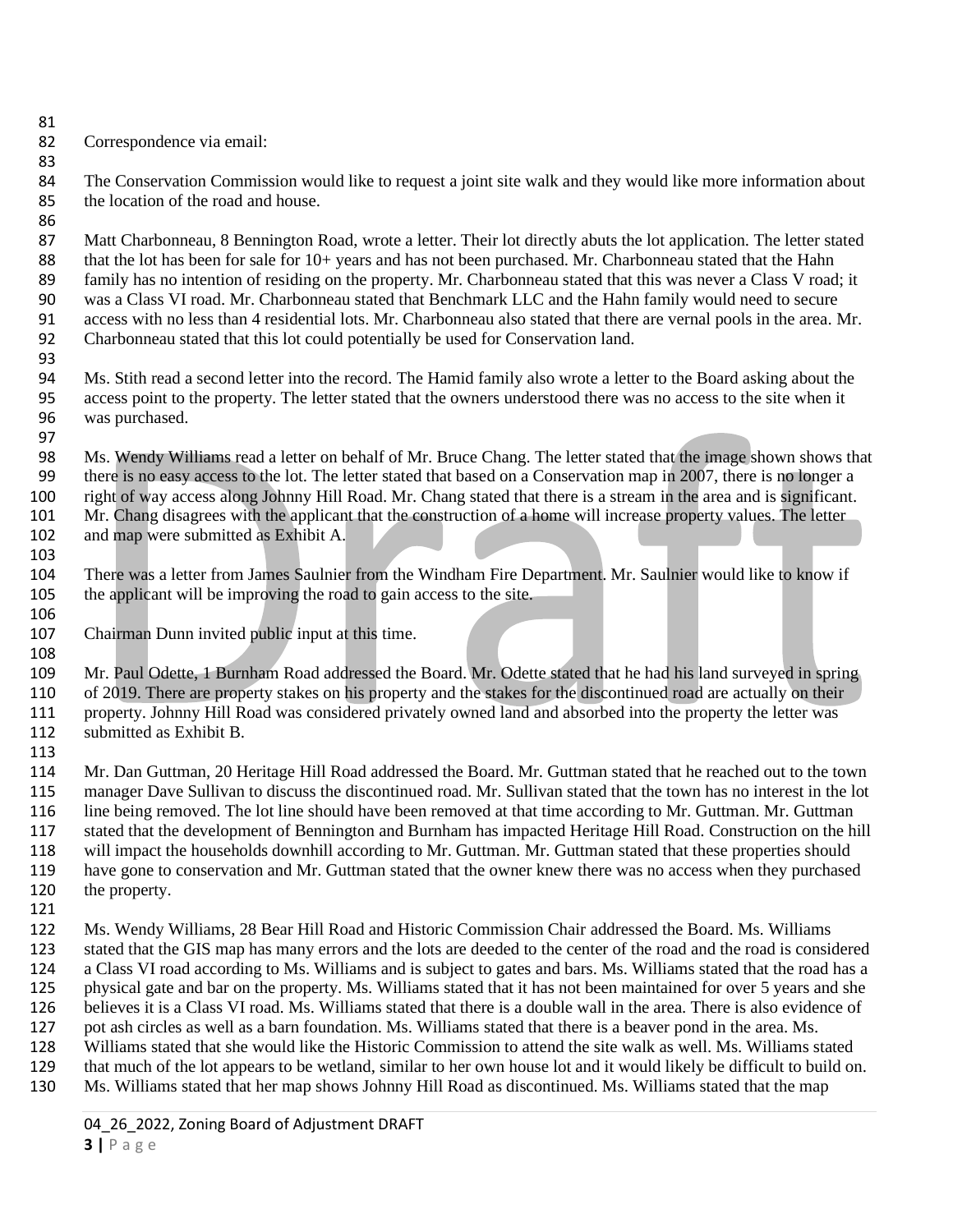Correspondence via email:

The Conservation Commission would like to request a joint site walk and they would like more information about the location of the road and house.

Matt Charbonneau, 8 Bennington Road, wrote a letter. Their lot directly abuts the lot application. The letter stated that the lot has been for sale for 10+ years and has not been purchased. Mr. Charbonneau stated that the Hahn family has no intention of residing on the property. Mr. Charbonneau stated that this was never a Class V road; it was a Class VI road. Mr. Charbonneau stated that Benchmark LLC and the Hahn family would need to secure access with no less than 4 residential lots. Mr. Charbonneau also stated that there are vernal pools in the area. Mr. Charbonneau stated that this lot could potentially be used for Conservation land.

Ms. Stith read a second letter into the record. The Hamid family also wrote a letter to the Board asking about the access point to the property. The letter stated that the owners understood there was no access to the site when it was purchased.

Ms. Wendy Williams read a letter on behalf of Mr. Bruce Chang. The letter stated that the image shown shows that there is no easy access to the lot. The letter stated that based on a Conservation map in 2007, there is no longer a right of way access along Johnny Hill Road. Mr. Chang stated that there is a stream in the area and is significant. Mr. Chang disagrees with the applicant that the construction of a home will increase property values. The letter and map were submitted as Exhibit A.

There was a letter from James Saulnier from the Windham Fire Department. Mr. Saulnier would like to know if the applicant will be improving the road to gain access to the site.

Chairman Dunn invited public input at this time.

Mr. Paul Odette, 1 Burnham Road addressed the Board. Mr. Odette stated that he had his land surveyed in spring of 2019. There are property stakes on his property and the stakes for the discontinued road are actually on their property. Johnny Hill Road was considered privately owned land and absorbed into the property the letter was submitted as Exhibit B.

Mr. Dan Guttman, 20 Heritage Hill Road addressed the Board. Mr. Guttman stated that he reached out to the town manager Dave Sullivan to discuss the discontinued road. Mr. Sullivan stated that the town has no interest in the lot line being removed. The lot line should have been removed at that time according to Mr. Guttman. Mr. Guttman stated that the development of Bennington and Burnham has impacted Heritage Hill Road. Construction on the hill will impact the households downhill according to Mr. Guttman. Mr. Guttman stated that these properties should have gone to conservation and Mr. Guttman stated that the owner knew there was no access when they purchased the property.

Ms. Wendy Williams, 28 Bear Hill Road and Historic Commission Chair addressed the Board. Ms. Williams stated that the GIS map has many errors and the lots are deeded to the center of the road and the road is considered a Class VI road according to Ms. Williams and is subject to gates and bars. Ms. Williams stated that the road has a physical gate and bar on the property. Ms. Williams stated that it has not been maintained for over 5 years and she believes it is a Class VI road. Ms. Williams stated that there is a double wall in the area. There is also evidence of pot ash circles as well as a barn foundation. Ms. Williams stated that there is a beaver pond in the area. Ms. Williams stated that she would like the Historic Commission to attend the site walk as well. Ms. Williams stated that much of the lot appears to be wetland, similar to her own house lot and it would likely be difficult to build on. Ms. Williams stated that her map shows Johnny Hill Road as discontinued. Ms. Williams stated that the map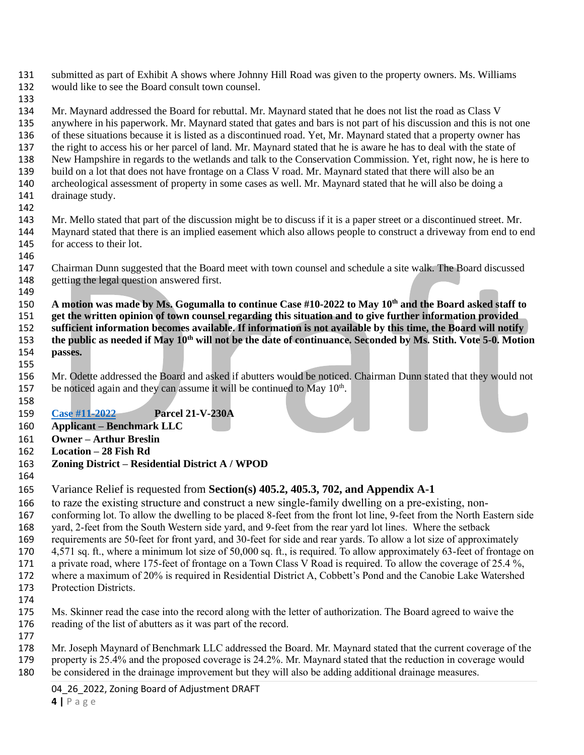submitted as part of Exhibit A shows where Johnny Hill Road was given to the property owners. Ms. Williams would like to see the Board consult town counsel.

Mr. Maynard addressed the Board for rebuttal. Mr. Maynard stated that he does not list the road as Class V anywhere in his paperwork. Mr. Maynard stated that gates and bars is not part of his discussion and this is not one of these situations because it is listed as a discontinued road. Yet, Mr. Maynard stated that a property owner has the right to access his or her parcel of land. Mr. Maynard stated that he is aware he has to deal with the state of New Hampshire in regards to the wetlands and talk to the Conservation Commission. Yet, right now, he is here to build on a lot that does not have frontage on a Class V road. Mr. Maynard stated that there will also be an archeological assessment of property in some cases as well. Mr. Maynard stated that he will also be doing a drainage study.

Mr. Mello stated that part of the discussion might be to discuss if it is a paper street or a discontinued street. Mr. Maynard stated that there is an implied easement which also allows people to construct a driveway from end to end for access to their lot.

Chairman Dunn suggested that the Board meet with town counsel and schedule a site walk. The Board discussed getting the legal question answered first.

**A motion was made by Ms. Gogumalla to continue Case #10-2022 to May 10th and the Board asked staff to get the written opinion of town counsel regarding this situation and to give further information provided sufficient information becomes available. If information is not available by this time, the Board will notify the public as needed if May 10th will not be the date of continuance. Seconded by Ms. Stith. Vote 5-0. Motion passes.**

Mr. Odette addressed the Board and asked if abutters would be noticed. Chairman Dunn stated that they would not be noticed again and they can assume it will be continued to May 10th.

**Case #11-2022** **Parcel 21-V-230A**
**Applicant – Benchmark LLC**
**Owner – Arthur Breslin**
**Location – 28 Fish Rd**
**Zoning District – Residential District A / WPOD**

Variance Relief is requested from **Section(s) 405.2, 405.3, 702, and Appendix A-1** to raze the existing structure and construct a new single-family dwelling on a pre-existing, non-conforming lot. To allow the dwelling to be placed 8-feet from the front lot line, 9-feet from the North Eastern side yard, 2-feet from the South Western side yard, and 9-feet from the rear yard lot lines. Where the setback requirements are 50-feet for front yard, and 30-feet for side and rear yards. To allow a lot size of approximately 4,571 sq. ft., where a minimum lot size of 50,000 sq. ft., is required. To allow approximately 63-feet of frontage on a private road, where 175-feet of frontage on a Town Class V Road is required. To allow the coverage of 25.4 %, where a maximum of 20% is required in Residential District A, Cobbett's Pond and the Canobie Lake Watershed Protection Districts.

Ms. Skinner read the case into the record along with the letter of authorization. The Board agreed to waive the reading of the list of abutters as it was part of the record.

Mr. Joseph Maynard of Benchmark LLC addressed the Board. Mr. Maynard stated that the current coverage of the property is 25.4% and the proposed coverage is 24.2%. Mr. Maynard stated that the reduction in coverage would be considered in the drainage improvement but they will also be adding additional drainage measures.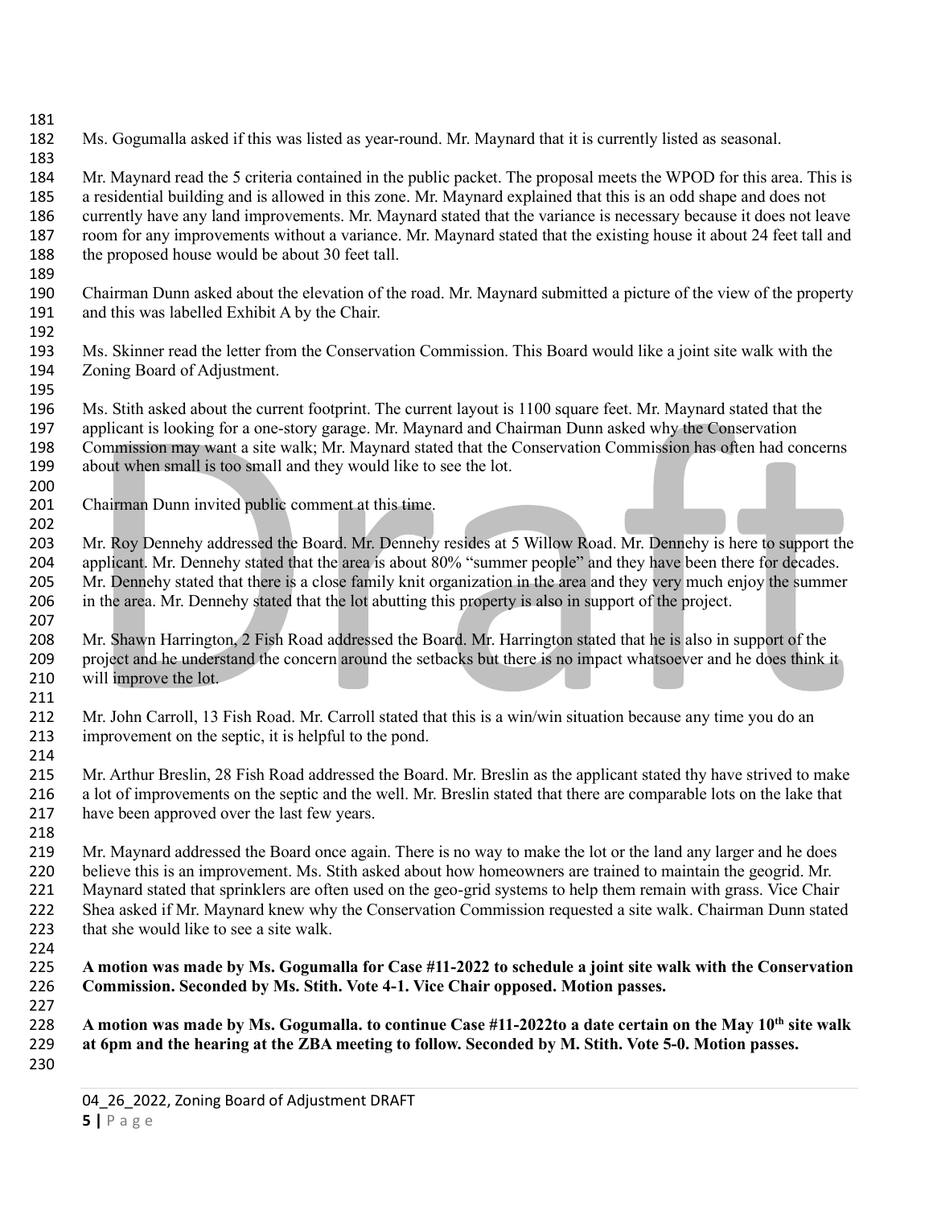Ms. Gogumalla asked if this was listed as year-round. Mr. Maynard that it is currently listed as seasonal.

Mr. Maynard read the 5 criteria contained in the public packet. The proposal meets the WPOD for this area. This is a residential building and is allowed in this zone. Mr. Maynard explained that this is an odd shape and does not currently have any land improvements. Mr. Maynard stated that the variance is necessary because it does not leave room for any improvements without a variance. Mr. Maynard stated that the existing house it about 24 feet tall and the proposed house would be about 30 feet tall.

Chairman Dunn asked about the elevation of the road. Mr. Maynard submitted a picture of the view of the property and this was labelled Exhibit A by the Chair.

Ms. Skinner read the letter from the Conservation Commission. This Board would like a joint site walk with the Zoning Board of Adjustment.

Ms. Stith asked about the current footprint. The current layout is 1100 square feet. Mr. Maynard stated that the applicant is looking for a one-story garage. Mr. Maynard and Chairman Dunn asked why the Conservation Commission may want a site walk; Mr. Maynard stated that the Conservation Commission has often had concerns about when small is too small and they would like to see the lot.

Chairman Dunn invited public comment at this time.

Mr. Roy Dennehy addressed the Board. Mr. Dennehy resides at 5 Willow Road. Mr. Dennehy is here to support the applicant. Mr. Dennehy stated that the area is about 80% "summer people" and they have been there for decades. Mr. Dennehy stated that there is a close family knit organization in the area and they very much enjoy the summer in the area. Mr. Dennehy stated that the lot abutting this property is also in support of the project.

Mr. Shawn Harrington, 2 Fish Road addressed the Board. Mr. Harrington stated that he is also in support of the project and he understand the concern around the setbacks but there is no impact whatsoever and he does think it will improve the lot.

Mr. John Carroll, 13 Fish Road. Mr. Carroll stated that this is a win/win situation because any time you do an improvement on the septic, it is helpful to the pond.

Mr. Arthur Breslin, 28 Fish Road addressed the Board. Mr. Breslin as the applicant stated thy have strived to make a lot of improvements on the septic and the well. Mr. Breslin stated that there are comparable lots on the lake that have been approved over the last few years.

Mr. Maynard addressed the Board once again. There is no way to make the lot or the land any larger and he does believe this is an improvement. Ms. Stith asked about how homeowners are trained to maintain the geogrid. Mr. Maynard stated that sprinklers are often used on the geo-grid systems to help them remain with grass. Vice Chair Shea asked if Mr. Maynard knew why the Conservation Commission requested a site walk. Chairman Dunn stated that she would like to see a site walk.

**A motion was made by Ms. Gogumalla for Case #11-2022 to schedule a joint site walk with the Conservation Commission. Seconded by Ms. Stith. Vote 4-1. Vice Chair opposed. Motion passes.**

**A motion was made by Ms. Gogumalla. to continue Case #11-2022to a date certain on the May 10th site walk at 6pm and the hearing at the ZBA meeting to follow. Seconded by M. Stith. Vote 5-0. Motion passes.**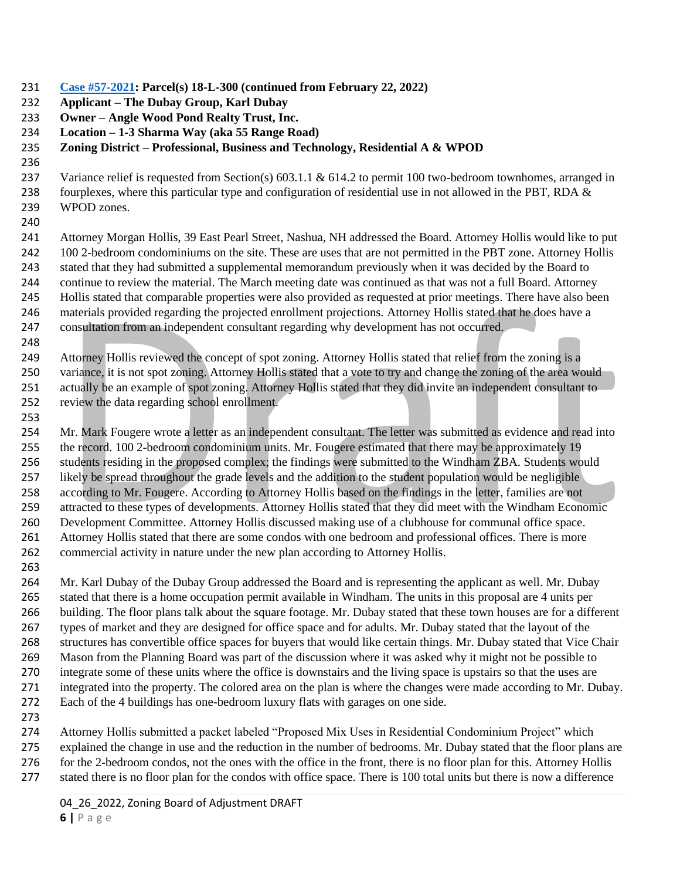**Case #57-2021: Parcel(s) 18-L-300 (continued from February 22, 2022)**
**Applicant – The Dubay Group, Karl Dubay**
**Owner – Angle Wood Pond Realty Trust, Inc.**
**Location – 1-3 Sharma Way (aka 55 Range Road)**
**Zoning District – Professional, Business and Technology, Residential A & WPOD**

Variance relief is requested from Section(s) 603.1.1 & 614.2 to permit 100 two-bedroom townhomes, arranged in fourplexes, where this particular type and configuration of residential use in not allowed in the PBT, RDA & WPOD zones.

Attorney Morgan Hollis, 39 East Pearl Street, Nashua, NH addressed the Board. Attorney Hollis would like to put 100 2-bedroom condominiums on the site. These are uses that are not permitted in the PBT zone. Attorney Hollis stated that they had submitted a supplemental memorandum previously when it was decided by the Board to continue to review the material. The March meeting date was continued as that was not a full Board. Attorney Hollis stated that comparable properties were also provided as requested at prior meetings. There have also been materials provided regarding the projected enrollment projections. Attorney Hollis stated that he does have a consultation from an independent consultant regarding why development has not occurred.

Attorney Hollis reviewed the concept of spot zoning. Attorney Hollis stated that relief from the zoning is a variance, it is not spot zoning. Attorney Hollis stated that a vote to try and change the zoning of the area would actually be an example of spot zoning. Attorney Hollis stated that they did invite an independent consultant to review the data regarding school enrollment.

Mr. Mark Fougere wrote a letter as an independent consultant. The letter was submitted as evidence and read into the record. 100 2-bedroom condominium units. Mr. Fougere estimated that there may be approximately 19 students residing in the proposed complex; the findings were submitted to the Windham ZBA. Students would likely be spread throughout the grade levels and the addition to the student population would be negligible according to Mr. Fougere. According to Attorney Hollis based on the findings in the letter, families are not attracted to these types of developments. Attorney Hollis stated that they did meet with the Windham Economic Development Committee. Attorney Hollis discussed making use of a clubhouse for communal office space. Attorney Hollis stated that there are some condos with one bedroom and professional offices. There is more commercial activity in nature under the new plan according to Attorney Hollis.

Mr. Karl Dubay of the Dubay Group addressed the Board and is representing the applicant as well. Mr. Dubay stated that there is a home occupation permit available in Windham. The units in this proposal are 4 units per building. The floor plans talk about the square footage. Mr. Dubay stated that these town houses are for a different types of market and they are designed for office space and for adults. Mr. Dubay stated that the layout of the structures has convertible office spaces for buyers that would like certain things. Mr. Dubay stated that Vice Chair Mason from the Planning Board was part of the discussion where it was asked why it might not be possible to integrate some of these units where the office is downstairs and the living space is upstairs so that the uses are integrated into the property. The colored area on the plan is where the changes were made according to Mr. Dubay. Each of the 4 buildings has one-bedroom luxury flats with garages on one side.

Attorney Hollis submitted a packet labeled "Proposed Mix Uses in Residential Condominium Project" which explained the change in use and the reduction in the number of bedrooms. Mr. Dubay stated that the floor plans are for the 2-bedroom condos, not the ones with the office in the front, there is no floor plan for this. Attorney Hollis stated there is no floor plan for the condos with office space. There is 100 total units but there is now a difference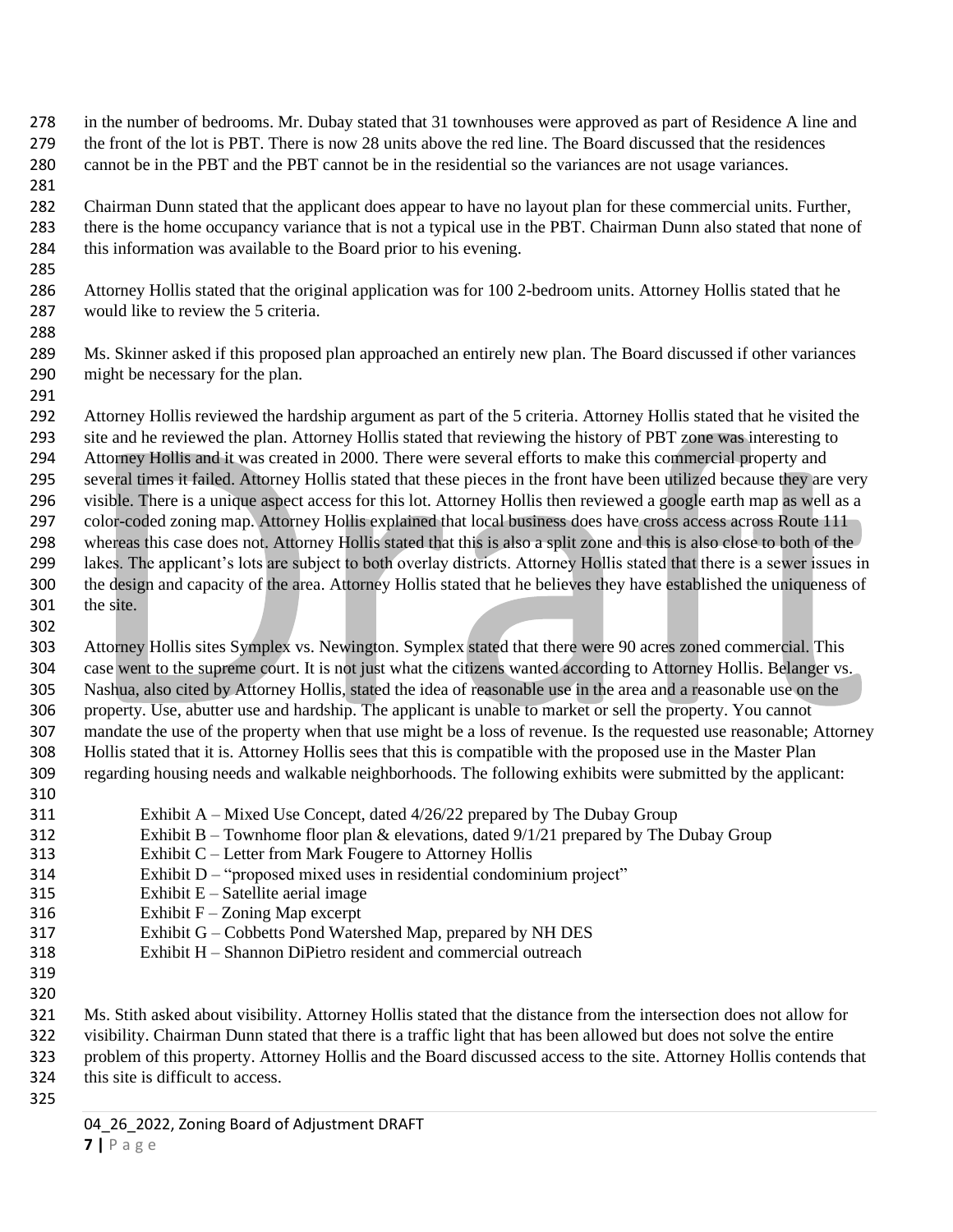in the number of bedrooms. Mr. Dubay stated that 31 townhouses were approved as part of Residence A line and the front of the lot is PBT. There is now 28 units above the red line. The Board discussed that the residences cannot be in the PBT and the PBT cannot be in the residential so the variances are not usage variances.

Chairman Dunn stated that the applicant does appear to have no layout plan for these commercial units. Further, there is the home occupancy variance that is not a typical use in the PBT. Chairman Dunn also stated that none of this information was available to the Board prior to his evening.

Attorney Hollis stated that the original application was for 100 2-bedroom units. Attorney Hollis stated that he would like to review the 5 criteria.

Ms. Skinner asked if this proposed plan approached an entirely new plan. The Board discussed if other variances might be necessary for the plan.

Attorney Hollis reviewed the hardship argument as part of the 5 criteria. Attorney Hollis stated that he visited the site and he reviewed the plan. Attorney Hollis stated that reviewing the history of PBT zone was interesting to Attorney Hollis and it was created in 2000. There were several efforts to make this commercial property and several times it failed. Attorney Hollis stated that these pieces in the front have been utilized because they are very visible. There is a unique aspect access for this lot. Attorney Hollis then reviewed a google earth map as well as a color-coded zoning map. Attorney Hollis explained that local business does have cross access across Route 111 whereas this case does not. Attorney Hollis stated that this is also a split zone and this is also close to both of the lakes. The applicant's lots are subject to both overlay districts. Attorney Hollis stated that there is a sewer issues in the design and capacity of the area. Attorney Hollis stated that he believes they have established the uniqueness of the site.

Attorney Hollis sites Symplex vs. Newington. Symplex stated that there were 90 acres zoned commercial. This case went to the supreme court. It is not just what the citizens wanted according to Attorney Hollis. Belanger vs. Nashua, also cited by Attorney Hollis, stated the idea of reasonable use in the area and a reasonable use on the property. Use, abutter use and hardship. The applicant is unable to market or sell the property. You cannot mandate the use of the property when that use might be a loss of revenue. Is the requested use reasonable; Attorney Hollis stated that it is. Attorney Hollis sees that this is compatible with the proposed use in the Master Plan regarding housing needs and walkable neighborhoods. The following exhibits were submitted by the applicant:

- Exhibit A – Mixed Use Concept, dated 4/26/22 prepared by The Dubay Group
- Exhibit B – Townhome floor plan & elevations, dated 9/1/21 prepared by The Dubay Group
- Exhibit C – Letter from Mark Fougere to Attorney Hollis
- Exhibit D – "proposed mixed uses in residential condominium project"
- Exhibit E – Satellite aerial image
- Exhibit F – Zoning Map excerpt
- Exhibit G – Cobbetts Pond Watershed Map, prepared by NH DES
- Exhibit H – Shannon DiPietro resident and commercial outreach

Ms. Stith asked about visibility. Attorney Hollis stated that the distance from the intersection does not allow for visibility. Chairman Dunn stated that there is a traffic light that has been allowed but does not solve the entire problem of this property. Attorney Hollis and the Board discussed access to the site. Attorney Hollis contends that this site is difficult to access.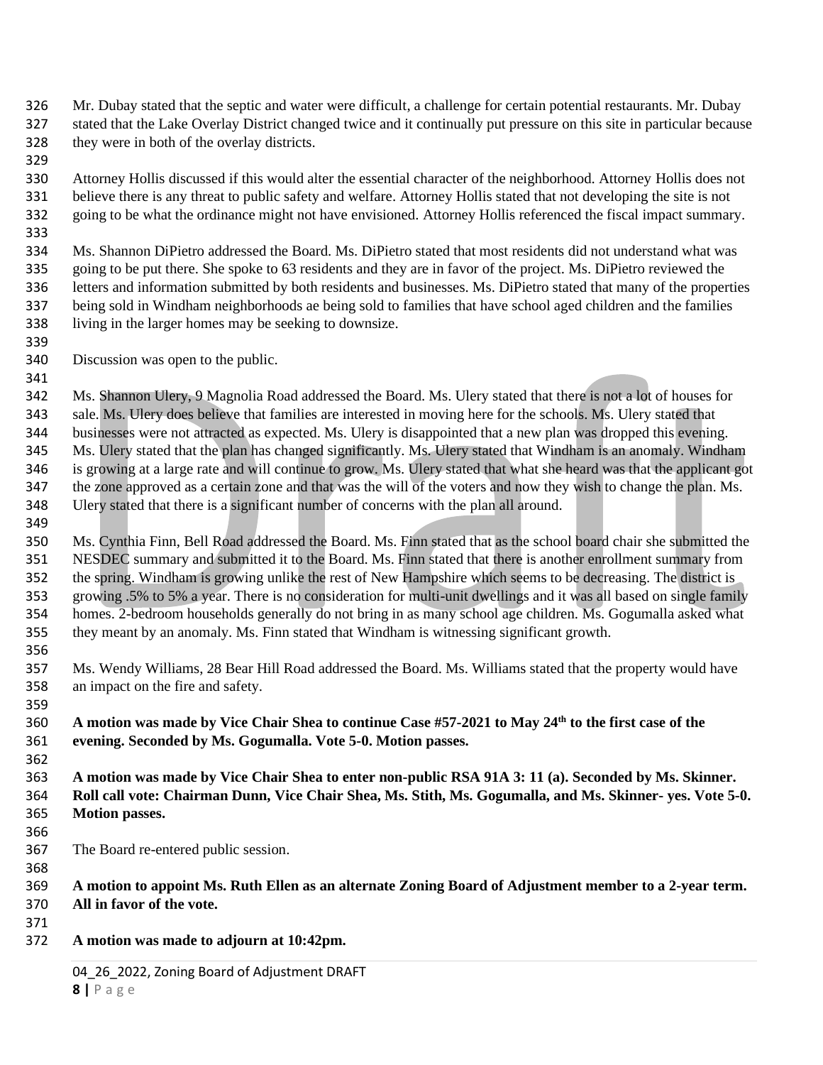Mr. Dubay stated that the septic and water were difficult, a challenge for certain potential restaurants. Mr. Dubay stated that the Lake Overlay District changed twice and it continually put pressure on this site in particular because they were in both of the overlay districts.

Attorney Hollis discussed if this would alter the essential character of the neighborhood. Attorney Hollis does not believe there is any threat to public safety and welfare. Attorney Hollis stated that not developing the site is not going to be what the ordinance might not have envisioned. Attorney Hollis referenced the fiscal impact summary.

Ms. Shannon DiPietro addressed the Board. Ms. DiPietro stated that most residents did not understand what was going to be put there. She spoke to 63 residents and they are in favor of the project. Ms. DiPietro reviewed the letters and information submitted by both residents and businesses. Ms. DiPietro stated that many of the properties being sold in Windham neighborhoods ae being sold to families that have school aged children and the families living in the larger homes may be seeking to downsize.

Discussion was open to the public.

Ms. Shannon Ulery, 9 Magnolia Road addressed the Board. Ms. Ulery stated that there is not a lot of houses for sale. Ms. Ulery does believe that families are interested in moving here for the schools. Ms. Ulery stated that businesses were not attracted as expected. Ms. Ulery is disappointed that a new plan was dropped this evening. Ms. Ulery stated that the plan has changed significantly. Ms. Ulery stated that Windham is an anomaly. Windham is growing at a large rate and will continue to grow. Ms. Ulery stated that what she heard was that the applicant got the zone approved as a certain zone and that was the will of the voters and now they wish to change the plan. Ms. Ulery stated that there is a significant number of concerns with the plan all around.

Ms. Cynthia Finn, Bell Road addressed the Board. Ms. Finn stated that as the school board chair she submitted the NESDEC summary and submitted it to the Board. Ms. Finn stated that there is another enrollment summary from the spring. Windham is growing unlike the rest of New Hampshire which seems to be decreasing. The district is growing .5% to 5% a year. There is no consideration for multi-unit dwellings and it was all based on single family homes. 2-bedroom households generally do not bring in as many school age children. Ms. Gogumalla asked what they meant by an anomaly. Ms. Finn stated that Windham is witnessing significant growth.

Ms. Wendy Williams, 28 Bear Hill Road addressed the Board. Ms. Williams stated that the property would have an impact on the fire and safety.

**A motion was made by Vice Chair Shea to continue Case #57-2021 to May 24th to the first case of the evening. Seconded by Ms. Gogumalla. Vote 5-0. Motion passes.**

**A motion was made by Vice Chair Shea to enter non-public RSA 91A 3: 11 (a). Seconded by Ms. Skinner. Roll call vote: Chairman Dunn, Vice Chair Shea, Ms. Stith, Ms. Gogumalla, and Ms. Skinner- yes. Vote 5-0. Motion passes.**

The Board re-entered public session.

**A motion to appoint Ms. Ruth Ellen as an alternate Zoning Board of Adjustment member to a 2-year term. All in favor of the vote.**

**A motion was made to adjourn at 10:42pm.**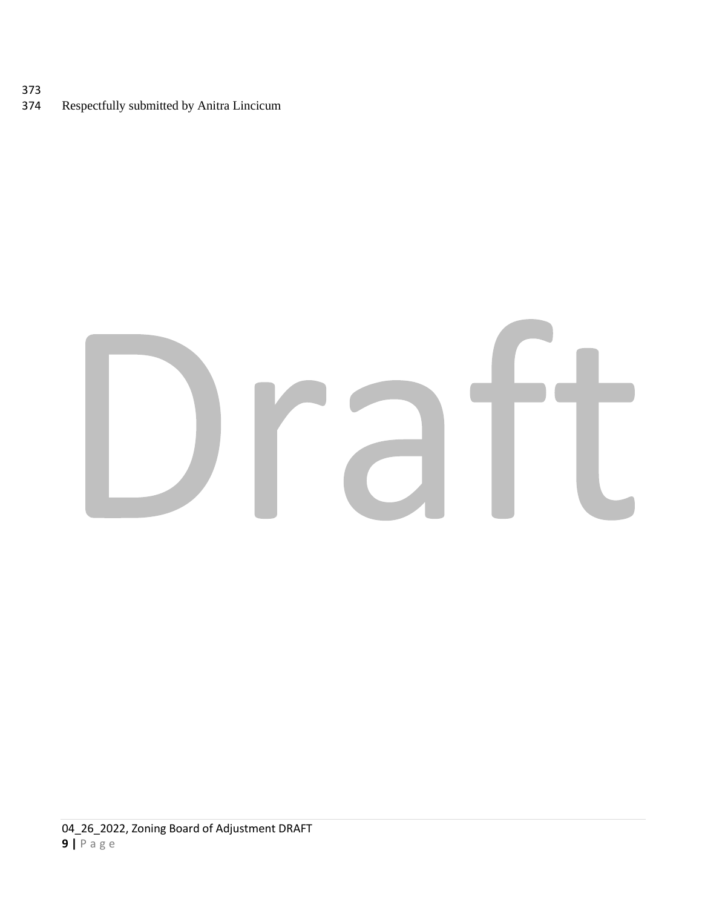Respectfully submitted by Anitra Lincicum